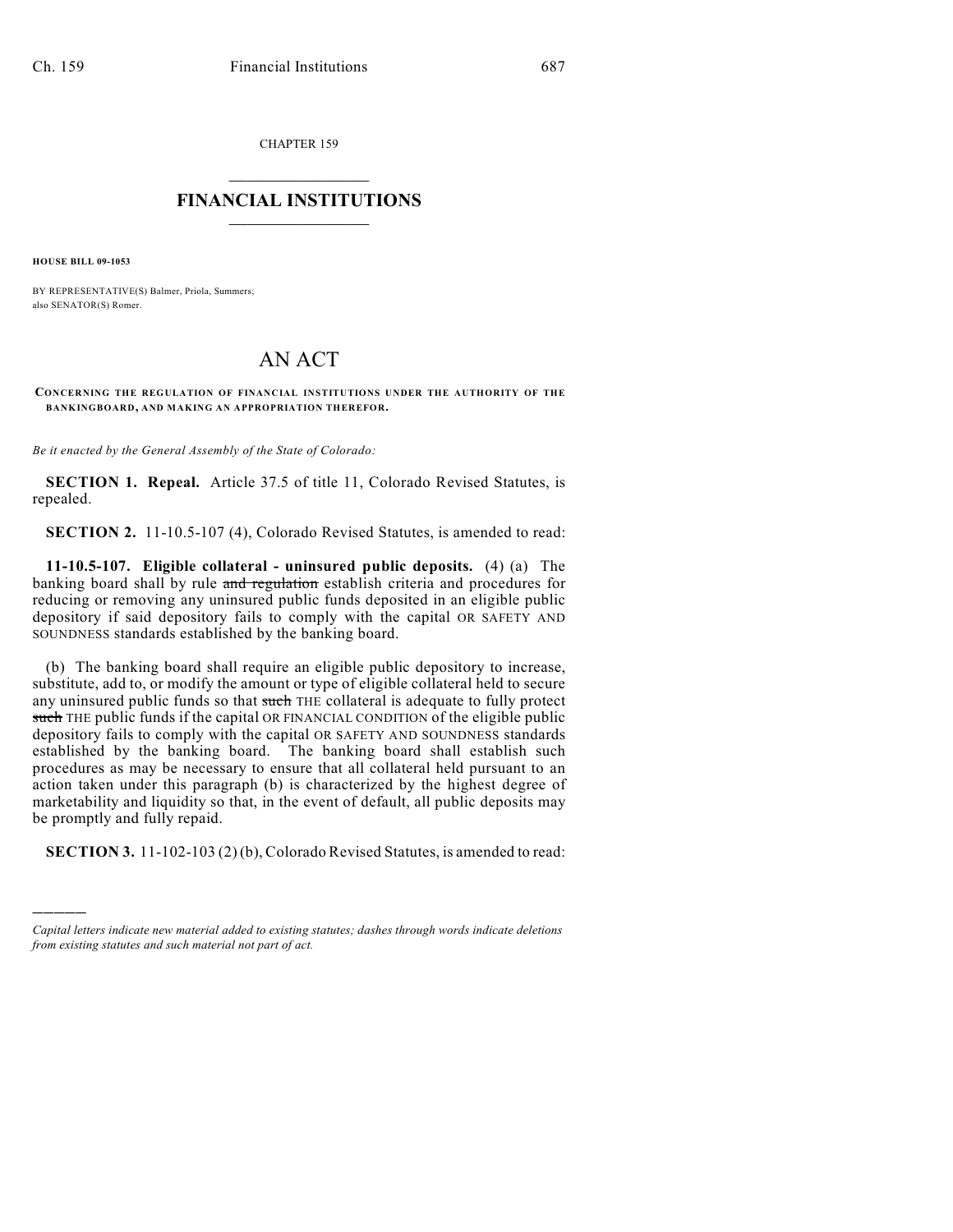CHAPTER 159

# FINANCIAL INSTITUTIONS

**HOUSE BILL 09-1053**

BY REPRESENTATIVE(S) Balmer, Priola, Summers;
also SENATOR(S) Romer.

# AN ACT

**CONCERNING THE REGULATION OF FINANCIAL INSTITUTIONS UNDER THE AUTHORITY OF THE BANKINGBOARD, AND MAKING AN APPROPRIATION THEREFOR.**

*Be it enacted by the General Assembly of the State of Colorado:*

**SECTION 1. Repeal.** Article 37.5 of title 11, Colorado Revised Statutes, is repealed.

**SECTION 2.** 11-10.5-107 (4), Colorado Revised Statutes, is amended to read:

**11-10.5-107. Eligible collateral - uninsured public deposits.** (4) (a) The banking board shall by rule ~~and regulation~~ establish criteria and procedures for reducing or removing any uninsured public funds deposited in an eligible public depository if said depository fails to comply with the capital OR SAFETY AND SOUNDNESS standards established by the banking board.

(b) The banking board shall require an eligible public depository to increase, substitute, add to, or modify the amount or type of eligible collateral held to secure any uninsured public funds so that ~~such~~ THE collateral is adequate to fully protect ~~such~~ THE public funds if the capital OR FINANCIAL CONDITION of the eligible public depository fails to comply with the capital OR SAFETY AND SOUNDNESS standards established by the banking board. The banking board shall establish such procedures as may be necessary to ensure that all collateral held pursuant to an action taken under this paragraph (b) is characterized by the highest degree of marketability and liquidity so that, in the event of default, all public deposits may be promptly and fully repaid.

**SECTION 3.** 11-102-103 (2) (b), Colorado Revised Statutes, is amended to read:

---

*Capital letters indicate new material added to existing statutes; dashes through words indicate deletions from existing statutes and such material not part of act.*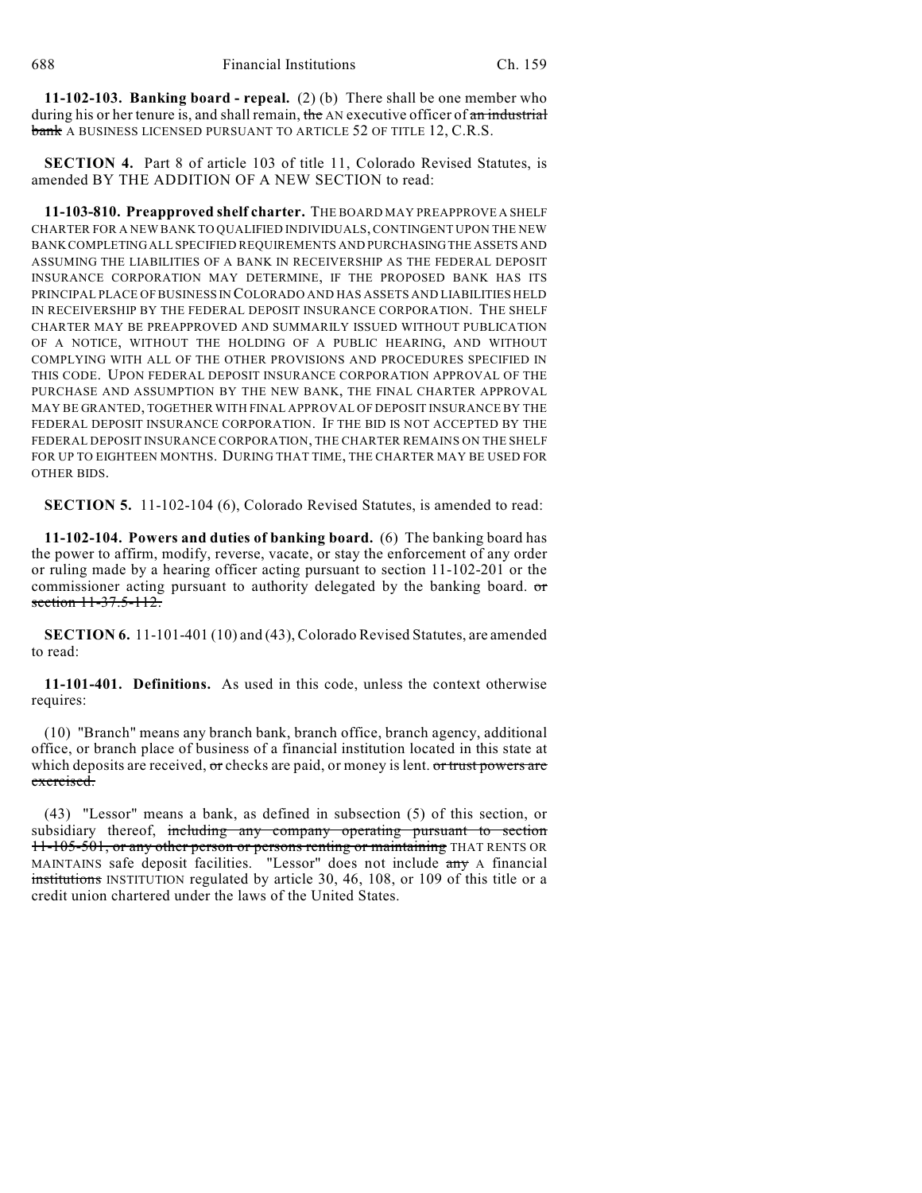**11-102-103. Banking board - repeal.** (2) (b) There shall be one member who during his or her tenure is, and shall remain, ~~the~~ AN executive officer of ~~an industrial bank~~ A BUSINESS LICENSED PURSUANT TO ARTICLE 52 OF TITLE 12, C.R.S.

**SECTION 4.** Part 8 of article 103 of title 11, Colorado Revised Statutes, is amended BY THE ADDITION OF A NEW SECTION to read:

**11-103-810. Preapproved shelf charter.** THE BOARD MAY PREAPPROVE A SHELF CHARTER FOR A NEW BANK TO QUALIFIED INDIVIDUALS, CONTINGENT UPON THE NEW BANK COMPLETING ALL SPECIFIED REQUIREMENTS AND PURCHASING THE ASSETS AND ASSUMING THE LIABILITIES OF A BANK IN RECEIVERSHIP AS THE FEDERAL DEPOSIT INSURANCE CORPORATION MAY DETERMINE, IF THE PROPOSED BANK HAS ITS PRINCIPAL PLACE OF BUSINESS IN COLORADO AND HAS ASSETS AND LIABILITIES HELD IN RECEIVERSHIP BY THE FEDERAL DEPOSIT INSURANCE CORPORATION. THE SHELF CHARTER MAY BE PREAPPROVED AND SUMMARILY ISSUED WITHOUT PUBLICATION OF A NOTICE, WITHOUT THE HOLDING OF A PUBLIC HEARING, AND WITHOUT COMPLYING WITH ALL OF THE OTHER PROVISIONS AND PROCEDURES SPECIFIED IN THIS CODE. UPON FEDERAL DEPOSIT INSURANCE CORPORATION APPROVAL OF THE PURCHASE AND ASSUMPTION BY THE NEW BANK, THE FINAL CHARTER APPROVAL MAY BE GRANTED, TOGETHER WITH FINAL APPROVAL OF DEPOSIT INSURANCE BY THE FEDERAL DEPOSIT INSURANCE CORPORATION. IF THE BID IS NOT ACCEPTED BY THE FEDERAL DEPOSIT INSURANCE CORPORATION, THE CHARTER REMAINS ON THE SHELF FOR UP TO EIGHTEEN MONTHS. DURING THAT TIME, THE CHARTER MAY BE USED FOR OTHER BIDS.

**SECTION 5.** 11-102-104 (6), Colorado Revised Statutes, is amended to read:

**11-102-104. Powers and duties of banking board.** (6) The banking board has the power to affirm, modify, reverse, vacate, or stay the enforcement of any order or ruling made by a hearing officer acting pursuant to section 11-102-201 or the commissioner acting pursuant to authority delegated by the banking board. ~~or section 11-37.5-112.~~

**SECTION 6.** 11-101-401 (10) and (43), Colorado Revised Statutes, are amended to read:

**11-101-401. Definitions.** As used in this code, unless the context otherwise requires:

(10) "Branch" means any branch bank, branch office, branch agency, additional office, or branch place of business of a financial institution located in this state at which deposits are received, ~~or~~ checks are paid, or money is lent. ~~or trust powers are exercised.~~

(43) "Lessor" means a bank, as defined in subsection (5) of this section, or subsidiary thereof, ~~including any company operating pursuant to section 11-105-501, or any other person or persons renting or maintaining~~ THAT RENTS OR MAINTAINS safe deposit facilities. "Lessor" does not include ~~any~~ A financial ~~institutions~~ INSTITUTION regulated by article 30, 46, 108, or 109 of this title or a credit union chartered under the laws of the United States.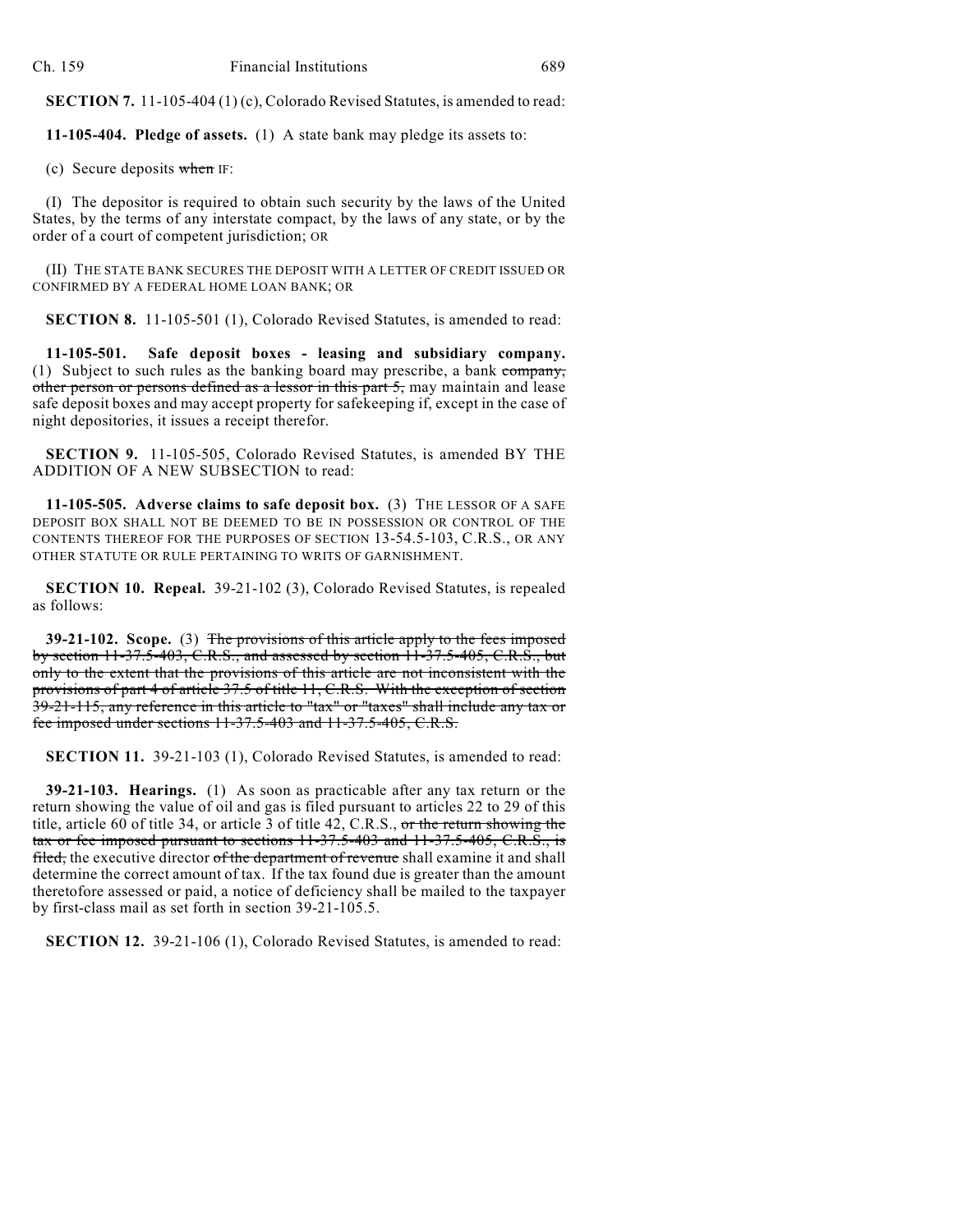**SECTION 7.** 11-105-404 (1) (c), Colorado Revised Statutes, is amended to read:

**11-105-404. Pledge of assets.** (1) A state bank may pledge its assets to:

(c) Secure deposits ~~when~~ IF:

(I) The depositor is required to obtain such security by the laws of the United States, by the terms of any interstate compact, by the laws of any state, or by the order of a court of competent jurisdiction; OR

(II) THE STATE BANK SECURES THE DEPOSIT WITH A LETTER OF CREDIT ISSUED OR CONFIRMED BY A FEDERAL HOME LOAN BANK; OR

**SECTION 8.** 11-105-501 (1), Colorado Revised Statutes, is amended to read:

**11-105-501. Safe deposit boxes - leasing and subsidiary company.** (1) Subject to such rules as the banking board may prescribe, a bank ~~company, other person or persons defined as a lessor in this part 5,~~ may maintain and lease safe deposit boxes and may accept property for safekeeping if, except in the case of night depositories, it issues a receipt therefor.

**SECTION 9.** 11-105-505, Colorado Revised Statutes, is amended BY THE ADDITION OF A NEW SUBSECTION to read:

**11-105-505. Adverse claims to safe deposit box.** (3) THE LESSOR OF A SAFE DEPOSIT BOX SHALL NOT BE DEEMED TO BE IN POSSESSION OR CONTROL OF THE CONTENTS THEREOF FOR THE PURPOSES OF SECTION 13-54.5-103, C.R.S., OR ANY OTHER STATUTE OR RULE PERTAINING TO WRITS OF GARNISHMENT.

**SECTION 10. Repeal.** 39-21-102 (3), Colorado Revised Statutes, is repealed as follows:

**39-21-102. Scope.** (3) ~~The provisions of this article apply to the fees imposed by section 11-37.5-403, C.R.S., and assessed by section 11-37.5-405, C.R.S., but only to the extent that the provisions of this article are not inconsistent with the provisions of part 4 of article 37.5 of title 11, C.R.S. With the exception of section 39-21-115, any reference in this article to "tax" or "taxes" shall include any tax or fee imposed under sections 11-37.5-403 and 11-37.5-405, C.R.S.~~

**SECTION 11.** 39-21-103 (1), Colorado Revised Statutes, is amended to read:

**39-21-103. Hearings.** (1) As soon as practicable after any tax return or the return showing the value of oil and gas is filed pursuant to articles 22 to 29 of this title, article 60 of title 34, or article 3 of title 42, C.R.S., ~~or the return showing the tax or fee imposed pursuant to sections 11-37.5-403 and 11-37.5-405, C.R.S., is filed,~~ the executive director ~~of the department of revenue~~ shall examine it and shall determine the correct amount of tax. If the tax found due is greater than the amount theretofore assessed or paid, a notice of deficiency shall be mailed to the taxpayer by first-class mail as set forth in section 39-21-105.5.

**SECTION 12.** 39-21-106 (1), Colorado Revised Statutes, is amended to read: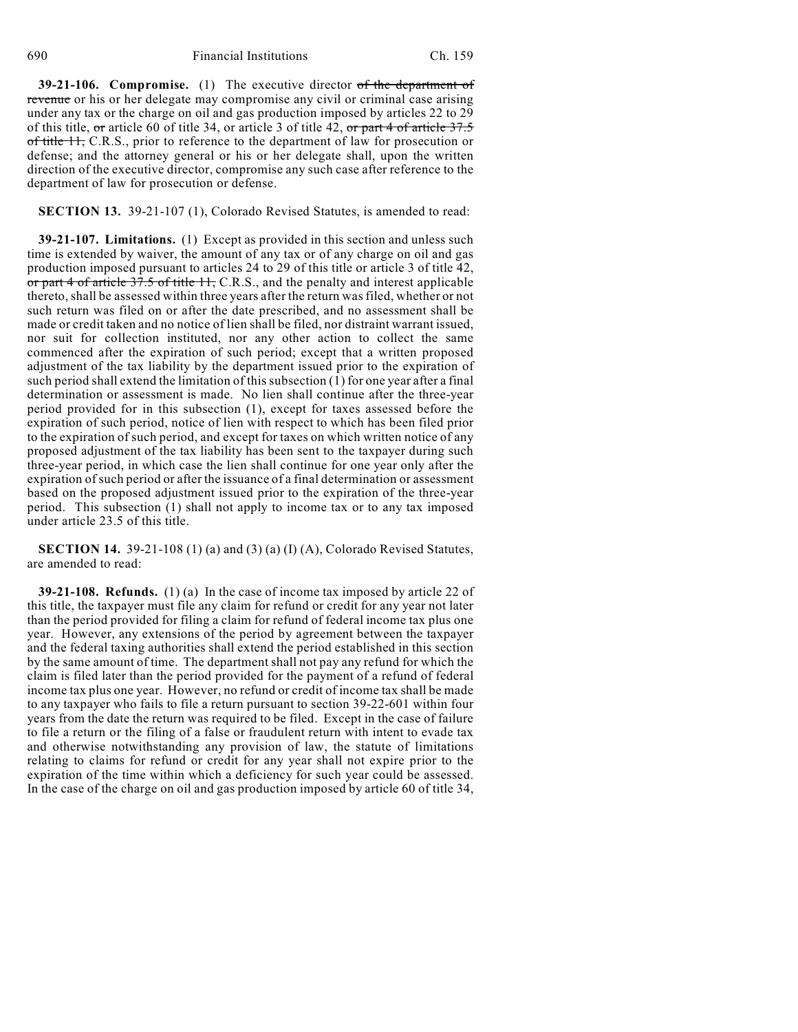**39-21-106. Compromise.** (1) The executive director ~~of the department of revenue~~ or his or her delegate may compromise any civil or criminal case arising under any tax or the charge on oil and gas production imposed by articles 22 to 29 of this title, ~~or~~ article 60 of title 34, or article 3 of title 42, ~~or part 4 of article 37.5 of title 11,~~ C.R.S., prior to reference to the department of law for prosecution or defense; and the attorney general or his or her delegate shall, upon the written direction of the executive director, compromise any such case after reference to the department of law for prosecution or defense.

**SECTION 13.** 39-21-107 (1), Colorado Revised Statutes, is amended to read:

**39-21-107. Limitations.** (1) Except as provided in this section and unless such time is extended by waiver, the amount of any tax or of any charge on oil and gas production imposed pursuant to articles 24 to 29 of this title or article 3 of title 42, ~~or part 4 of article 37.5 of title 11,~~ C.R.S., and the penalty and interest applicable thereto, shall be assessed within three years after the return was filed, whether or not such return was filed on or after the date prescribed, and no assessment shall be made or credit taken and no notice of lien shall be filed, nor distraint warrant issued, nor suit for collection instituted, nor any other action to collect the same commenced after the expiration of such period; except that a written proposed adjustment of the tax liability by the department issued prior to the expiration of such period shall extend the limitation of this subsection (1) for one year after a final determination or assessment is made. No lien shall continue after the three-year period provided for in this subsection (1), except for taxes assessed before the expiration of such period, notice of lien with respect to which has been filed prior to the expiration of such period, and except for taxes on which written notice of any proposed adjustment of the tax liability has been sent to the taxpayer during such three-year period, in which case the lien shall continue for one year only after the expiration of such period or after the issuance of a final determination or assessment based on the proposed adjustment issued prior to the expiration of the three-year period. This subsection (1) shall not apply to income tax or to any tax imposed under article 23.5 of this title.

**SECTION 14.** 39-21-108 (1) (a) and (3) (a) (I) (A), Colorado Revised Statutes, are amended to read:

**39-21-108. Refunds.** (1) (a) In the case of income tax imposed by article 22 of this title, the taxpayer must file any claim for refund or credit for any year not later than the period provided for filing a claim for refund of federal income tax plus one year. However, any extensions of the period by agreement between the taxpayer and the federal taxing authorities shall extend the period established in this section by the same amount of time. The department shall not pay any refund for which the claim is filed later than the period provided for the payment of a refund of federal income tax plus one year. However, no refund or credit of income tax shall be made to any taxpayer who fails to file a return pursuant to section 39-22-601 within four years from the date the return was required to be filed. Except in the case of failure to file a return or the filing of a false or fraudulent return with intent to evade tax and otherwise notwithstanding any provision of law, the statute of limitations relating to claims for refund or credit for any year shall not expire prior to the expiration of the time within which a deficiency for such year could be assessed. In the case of the charge on oil and gas production imposed by article 60 of title 34,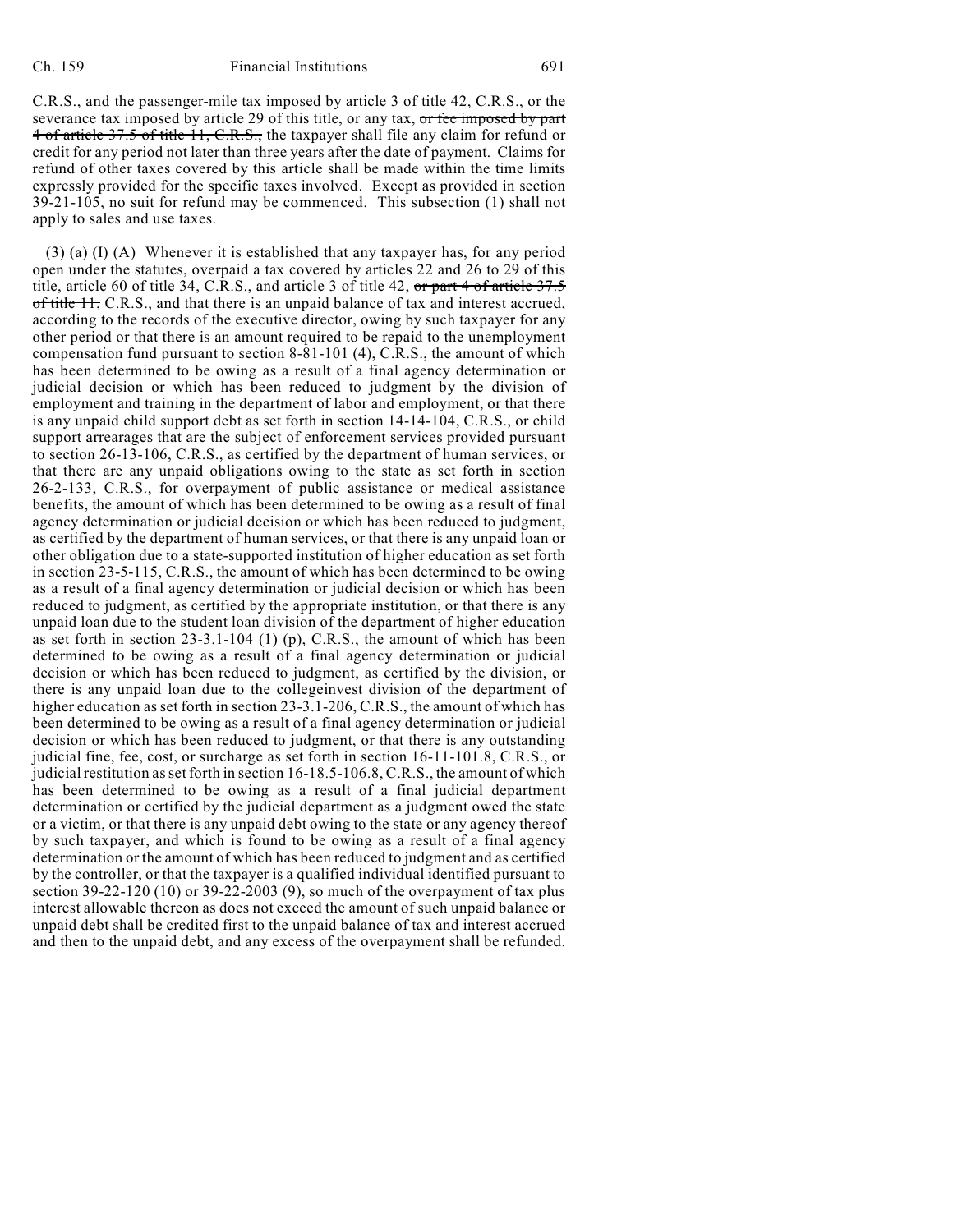C.R.S., and the passenger-mile tax imposed by article 3 of title 42, C.R.S., or the severance tax imposed by article 29 of this title, or any tax, ~~or fee imposed by part 4 of article 37.5 of title 11, C.R.S.,~~ the taxpayer shall file any claim for refund or credit for any period not later than three years after the date of payment. Claims for refund of other taxes covered by this article shall be made within the time limits expressly provided for the specific taxes involved. Except as provided in section 39-21-105, no suit for refund may be commenced. This subsection (1) shall not apply to sales and use taxes.

(3) (a) (I) (A) Whenever it is established that any taxpayer has, for any period open under the statutes, overpaid a tax covered by articles 22 and 26 to 29 of this title, article 60 of title 34, C.R.S., and article 3 of title 42, ~~or part 4 of article 37.5 of title 11,~~ C.R.S., and that there is an unpaid balance of tax and interest accrued, according to the records of the executive director, owing by such taxpayer for any other period or that there is an amount required to be repaid to the unemployment compensation fund pursuant to section 8-81-101 (4), C.R.S., the amount of which has been determined to be owing as a result of a final agency determination or judicial decision or which has been reduced to judgment by the division of employment and training in the department of labor and employment, or that there is any unpaid child support debt as set forth in section 14-14-104, C.R.S., or child support arrearages that are the subject of enforcement services provided pursuant to section 26-13-106, C.R.S., as certified by the department of human services, or that there are any unpaid obligations owing to the state as set forth in section 26-2-133, C.R.S., for overpayment of public assistance or medical assistance benefits, the amount of which has been determined to be owing as a result of final agency determination or judicial decision or which has been reduced to judgment, as certified by the department of human services, or that there is any unpaid loan or other obligation due to a state-supported institution of higher education as set forth in section 23-5-115, C.R.S., the amount of which has been determined to be owing as a result of a final agency determination or judicial decision or which has been reduced to judgment, as certified by the appropriate institution, or that there is any unpaid loan due to the student loan division of the department of higher education as set forth in section 23-3.1-104 (1) (p), C.R.S., the amount of which has been determined to be owing as a result of a final agency determination or judicial decision or which has been reduced to judgment, as certified by the division, or there is any unpaid loan due to the collegeinvest division of the department of higher education as set forth in section 23-3.1-206, C.R.S., the amount of which has been determined to be owing as a result of a final agency determination or judicial decision or which has been reduced to judgment, or that there is any outstanding judicial fine, fee, cost, or surcharge as set forth in section 16-11-101.8, C.R.S., or judicial restitution as set forth in section 16-18.5-106.8, C.R.S., the amount of which has been determined to be owing as a result of a final judicial department determination or certified by the judicial department as a judgment owed the state or a victim, or that there is any unpaid debt owing to the state or any agency thereof by such taxpayer, and which is found to be owing as a result of a final agency determination or the amount of which has been reduced to judgment and as certified by the controller, or that the taxpayer is a qualified individual identified pursuant to section 39-22-120 (10) or 39-22-2003 (9), so much of the overpayment of tax plus interest allowable thereon as does not exceed the amount of such unpaid balance or unpaid debt shall be credited first to the unpaid balance of tax and interest accrued and then to the unpaid debt, and any excess of the overpayment shall be refunded.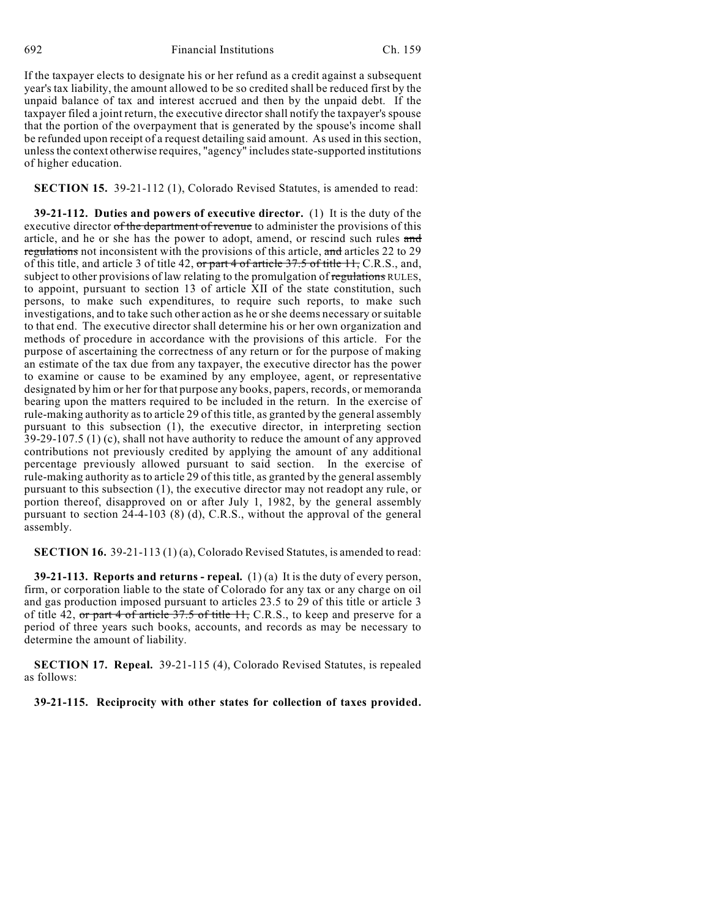If the taxpayer elects to designate his or her refund as a credit against a subsequent year's tax liability, the amount allowed to be so credited shall be reduced first by the unpaid balance of tax and interest accrued and then by the unpaid debt. If the taxpayer filed a joint return, the executive director shall notify the taxpayer's spouse that the portion of the overpayment that is generated by the spouse's income shall be refunded upon receipt of a request detailing said amount. As used in this section, unless the context otherwise requires, "agency" includes state-supported institutions of higher education.

**SECTION 15.** 39-21-112 (1), Colorado Revised Statutes, is amended to read:

**39-21-112. Duties and powers of executive director.** (1) It is the duty of the executive director ~~of the department of revenue~~ to administer the provisions of this article, and he or she has the power to adopt, amend, or rescind such rules ~~and regulations~~ not inconsistent with the provisions of this article, ~~and~~ articles 22 to 29 of this title, and article 3 of title 42, ~~or part 4 of article 37.5 of title 11,~~ C.R.S., and, subject to other provisions of law relating to the promulgation of ~~regulations~~ RULES, to appoint, pursuant to section 13 of article XII of the state constitution, such persons, to make such expenditures, to require such reports, to make such investigations, and to take such other action as he or she deems necessary or suitable to that end. The executive director shall determine his or her own organization and methods of procedure in accordance with the provisions of this article. For the purpose of ascertaining the correctness of any return or for the purpose of making an estimate of the tax due from any taxpayer, the executive director has the power to examine or cause to be examined by any employee, agent, or representative designated by him or her for that purpose any books, papers, records, or memoranda bearing upon the matters required to be included in the return. In the exercise of rule-making authority as to article 29 of this title, as granted by the general assembly pursuant to this subsection (1), the executive director, in interpreting section 39-29-107.5 (1) (c), shall not have authority to reduce the amount of any approved contributions not previously credited by applying the amount of any additional percentage previously allowed pursuant to said section. In the exercise of rule-making authority as to article 29 of this title, as granted by the general assembly pursuant to this subsection (1), the executive director may not readopt any rule, or portion thereof, disapproved on or after July 1, 1982, by the general assembly pursuant to section 24-4-103 (8) (d), C.R.S., without the approval of the general assembly.

**SECTION 16.** 39-21-113 (1) (a), Colorado Revised Statutes, is amended to read:

**39-21-113. Reports and returns - repeal.** (1) (a) It is the duty of every person, firm, or corporation liable to the state of Colorado for any tax or any charge on oil and gas production imposed pursuant to articles 23.5 to 29 of this title or article 3 of title 42, ~~or part 4 of article 37.5 of title 11,~~ C.R.S., to keep and preserve for a period of three years such books, accounts, and records as may be necessary to determine the amount of liability.

**SECTION 17. Repeal.** 39-21-115 (4), Colorado Revised Statutes, is repealed as follows:

**39-21-115. Reciprocity with other states for collection of taxes provided.**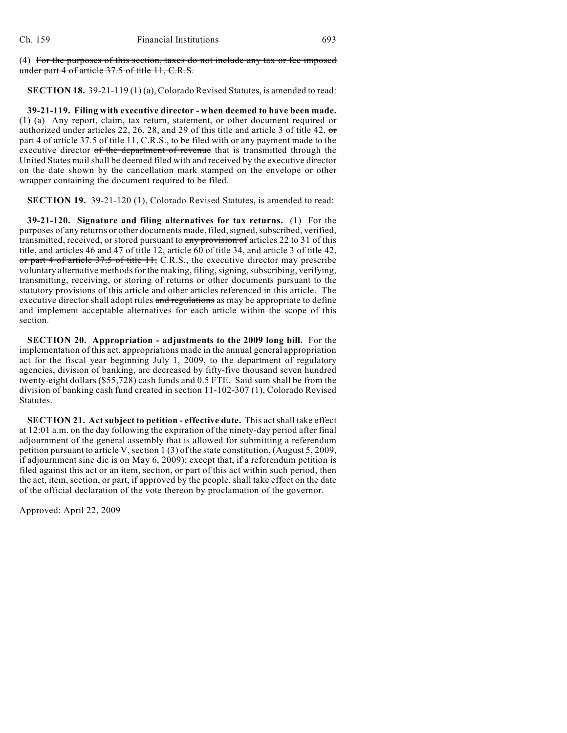(4) ~~For the purposes of this section, taxes do not include any tax or fee imposed under part 4 of article 37.5 of title 11, C.R.S.~~

**SECTION 18.** 39-21-119 (1) (a), Colorado Revised Statutes, is amended to read:

**39-21-119. Filing with executive director - when deemed to have been made.** (1) (a) Any report, claim, tax return, statement, or other document required or authorized under articles 22, 26, 28, and 29 of this title and article 3 of title 42, ~~or part 4 of article 37.5 of title 11,~~ C.R.S., to be filed with or any payment made to the executive director ~~of the department of revenue~~ that is transmitted through the United States mail shall be deemed filed with and received by the executive director on the date shown by the cancellation mark stamped on the envelope or other wrapper containing the document required to be filed.

**SECTION 19.** 39-21-120 (1), Colorado Revised Statutes, is amended to read:

**39-21-120. Signature and filing alternatives for tax returns.** (1) For the purposes of any returns or other documents made, filed, signed, subscribed, verified, transmitted, received, or stored pursuant to ~~any provision of~~ articles 22 to 31 of this title, ~~and~~ articles 46 and 47 of title 12, article 60 of title 34, and article 3 of title 42, ~~or part 4 of article 37.5 of title 11,~~ C.R.S., the executive director may prescribe voluntary alternative methods for the making, filing, signing, subscribing, verifying, transmitting, receiving, or storing of returns or other documents pursuant to the statutory provisions of this article and other articles referenced in this article. The executive director shall adopt rules ~~and regulations~~ as may be appropriate to define and implement acceptable alternatives for each article within the scope of this section.

**SECTION 20. Appropriation - adjustments to the 2009 long bill.** For the implementation of this act, appropriations made in the annual general appropriation act for the fiscal year beginning July 1, 2009, to the department of regulatory agencies, division of banking, are decreased by fifty-five thousand seven hundred twenty-eight dollars ($55,728) cash funds and 0.5 FTE. Said sum shall be from the division of banking cash fund created in section 11-102-307 (1), Colorado Revised Statutes.

**SECTION 21. Act subject to petition - effective date.** This act shall take effect at 12:01 a.m. on the day following the expiration of the ninety-day period after final adjournment of the general assembly that is allowed for submitting a referendum petition pursuant to article V, section 1 (3) of the state constitution, (August 5, 2009, if adjournment sine die is on May 6, 2009); except that, if a referendum petition is filed against this act or an item, section, or part of this act within such period, then the act, item, section, or part, if approved by the people, shall take effect on the date of the official declaration of the vote thereon by proclamation of the governor.

Approved: April 22, 2009